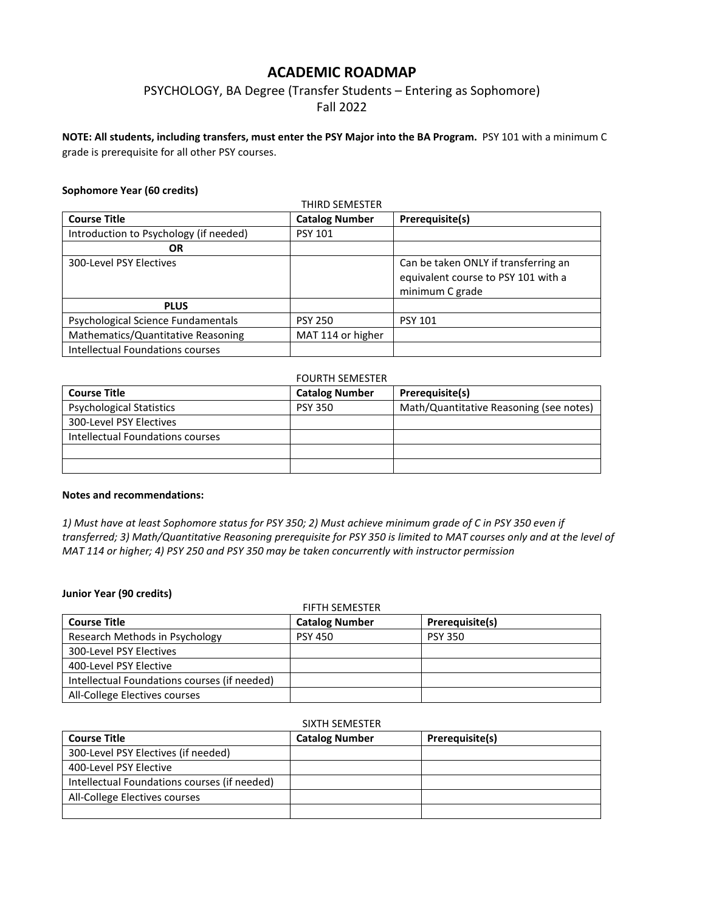# ACADEMIC ROADMAP

## PSYCHOLOGY, BA Degree (Transfer Students – Entering as Sophomore)

Fall 2022

**NOTE: All students, including transfers, must enter the PSY Major into the BA Program.** PSY 101 with a minimum C grade is prerequisite for all other PSY courses.

**Sophomore Year (60 credits)**

THIRD SEMESTER

| Course Title | Catalog Number | Prerequisite(s) |
|---|---|---|
| Introduction to Psychology (if needed) | PSY 101 | |
| **OR** | | |
| 300-Level PSY Electives | | Can be taken ONLY if transferring an equivalent course to PSY 101 with a minimum C grade |
| **PLUS** | | |
| Psychological Science Fundamentals | PSY 250 | PSY 101 |
| Mathematics/Quantitative Reasoning | MAT 114 or higher | |
| Intellectual Foundations courses | | |

FOURTH SEMESTER

| Course Title | Catalog Number | Prerequisite(s) |
|---|---|---|
| Psychological Statistics | PSY 350 | Math/Quantitative Reasoning (see notes) |
| 300-Level PSY Electives | | |
| Intellectual Foundations courses | | |
| | | |
| | | |

**Notes and recommendations:**

*1) Must have at least Sophomore status for PSY 350; 2) Must achieve minimum grade of C in PSY 350 even if transferred; 3) Math/Quantitative Reasoning prerequisite for PSY 350 is limited to MAT courses only and at the level of MAT 114 or higher; 4) PSY 250 and PSY 350 may be taken concurrently with instructor permission*

**Junior Year (90 credits)**

FIFTH SEMESTER

| Course Title | Catalog Number | Prerequisite(s) |
|---|---|---|
| Research Methods in Psychology | PSY 450 | PSY 350 |
| 300-Level PSY Electives | | |
| 400-Level PSY Elective | | |
| Intellectual Foundations courses (if needed) | | |
| All-College Electives courses | | |

SIXTH SEMESTER

| Course Title | Catalog Number | Prerequisite(s) |
|---|---|---|
| 300-Level PSY Electives (if needed) | | |
| 400-Level PSY Elective | | |
| Intellectual Foundations courses (if needed) | | |
| All-College Electives courses | | |
| | | |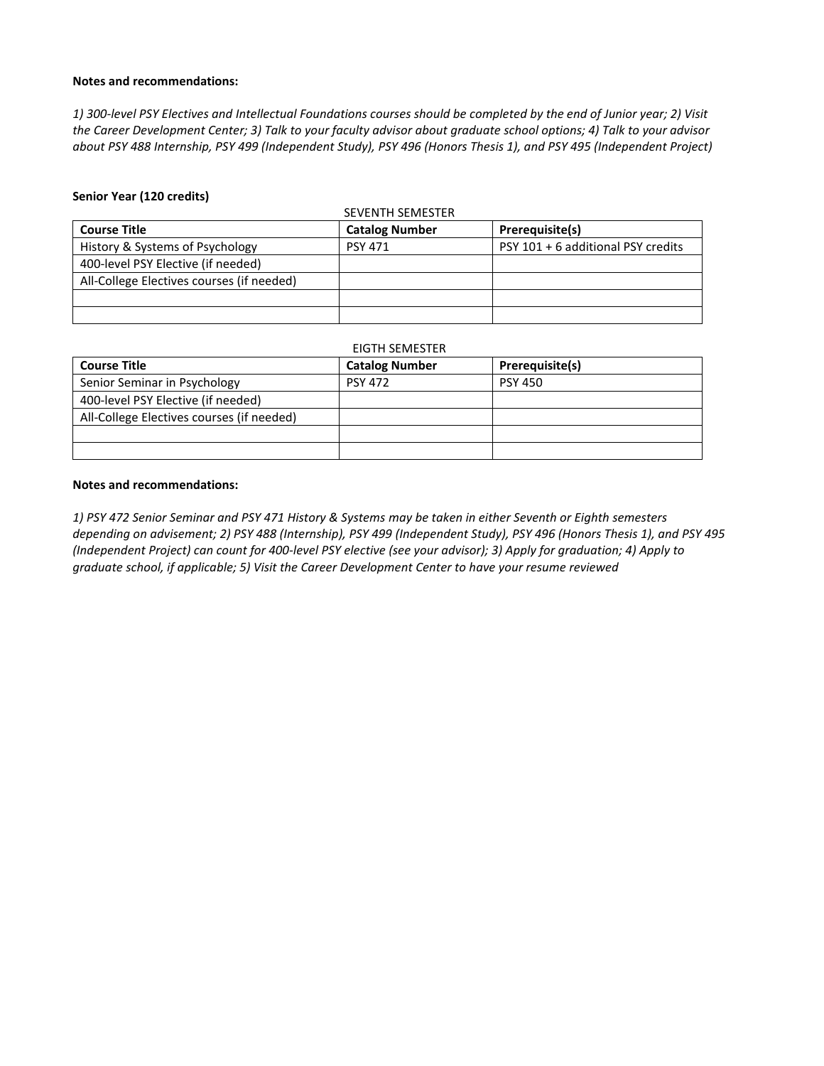**Notes and recommendations:**

*1) 300-level PSY Electives and Intellectual Foundations courses should be completed by the end of Junior year; 2) Visit the Career Development Center; 3) Talk to your faculty advisor about graduate school options; 4) Talk to your advisor about PSY 488 Internship, PSY 499 (Independent Study), PSY 496 (Honors Thesis 1), and PSY 495 (Independent Project)*

**Senior Year (120 credits)**

SEVENTH SEMESTER

| **Course Title** | **Catalog Number** | **Prerequisite(s)** |
|---|---|---|
| History & Systems of Psychology | PSY 471 | PSY 101 + 6 additional PSY credits |
| 400-level PSY Elective (if needed) | | |
| All-College Electives courses (if needed) | | |
| | | |
| | | |

EIGTH SEMESTER

| **Course Title** | **Catalog Number** | **Prerequisite(s)** |
|---|---|---|
| Senior Seminar in Psychology | PSY 472 | PSY 450 |
| 400-level PSY Elective (if needed) | | |
| All-College Electives courses (if needed) | | |
| | | |
| | | |

**Notes and recommendations:**

*1) PSY 472 Senior Seminar and PSY 471 History & Systems may be taken in either Seventh or Eighth semesters depending on advisement; 2) PSY 488 (Internship), PSY 499 (Independent Study), PSY 496 (Honors Thesis 1), and PSY 495 (Independent Project) can count for 400-level PSY elective (see your advisor); 3) Apply for graduation; 4) Apply to graduate school, if applicable; 5) Visit the Career Development Center to have your resume reviewed*